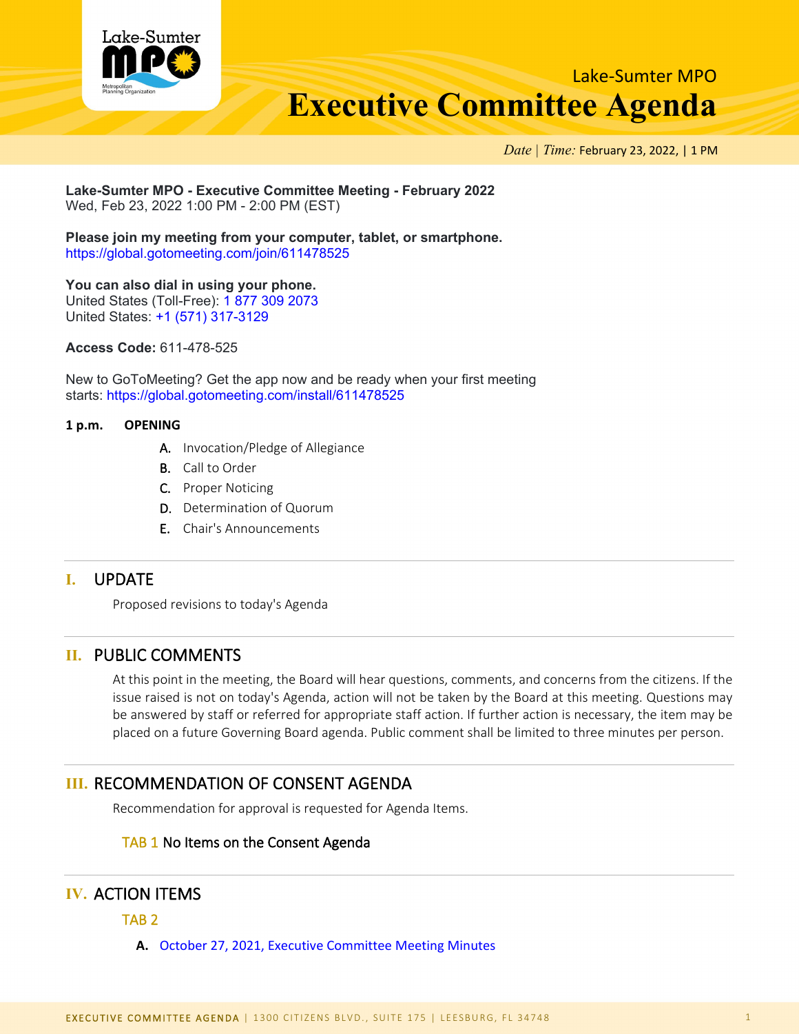Lake-Sumter MPO

# Executive Committee Agenda

*Date* | *Time:* February 23, 2022, | 1 PM

**Lake-Sumter MPO - Executive Committee Meeting - February 2022**
Wed, Feb 23, 2022 1:00 PM - 2:00 PM (EST)

**Please join my meeting from your computer, tablet, or smartphone.**
https://global.gotomeeting.com/join/611478525

**You can also dial in using your phone.**
United States (Toll-Free): 1 877 309 2073
United States: +1 (571) 317-3129

**Access Code:** 611-478-525

New to GoToMeeting? Get the app now and be ready when your first meeting starts: https://global.gotomeeting.com/install/611478525

**1 p.m. OPENING**

A. Invocation/Pledge of Allegiance
B. Call to Order
C. Proper Noticing
D. Determination of Quorum
E. Chair's Announcements

## I. UPDATE

Proposed revisions to today's Agenda

## II. PUBLIC COMMENTS

At this point in the meeting, the Board will hear questions, comments, and concerns from the citizens. If the issue raised is not on today's Agenda, action will not be taken by the Board at this meeting. Questions may be answered by staff or referred for appropriate staff action. If further action is necessary, the item may be placed on a future Governing Board agenda. Public comment shall be limited to three minutes per person.

## III. RECOMMENDATION OF CONSENT AGENDA

Recommendation for approval is requested for Agenda Items.

TAB 1 No Items on the Consent Agenda

## IV. ACTION ITEMS

TAB 2

**A.** October 27, 2021, Executive Committee Meeting Minutes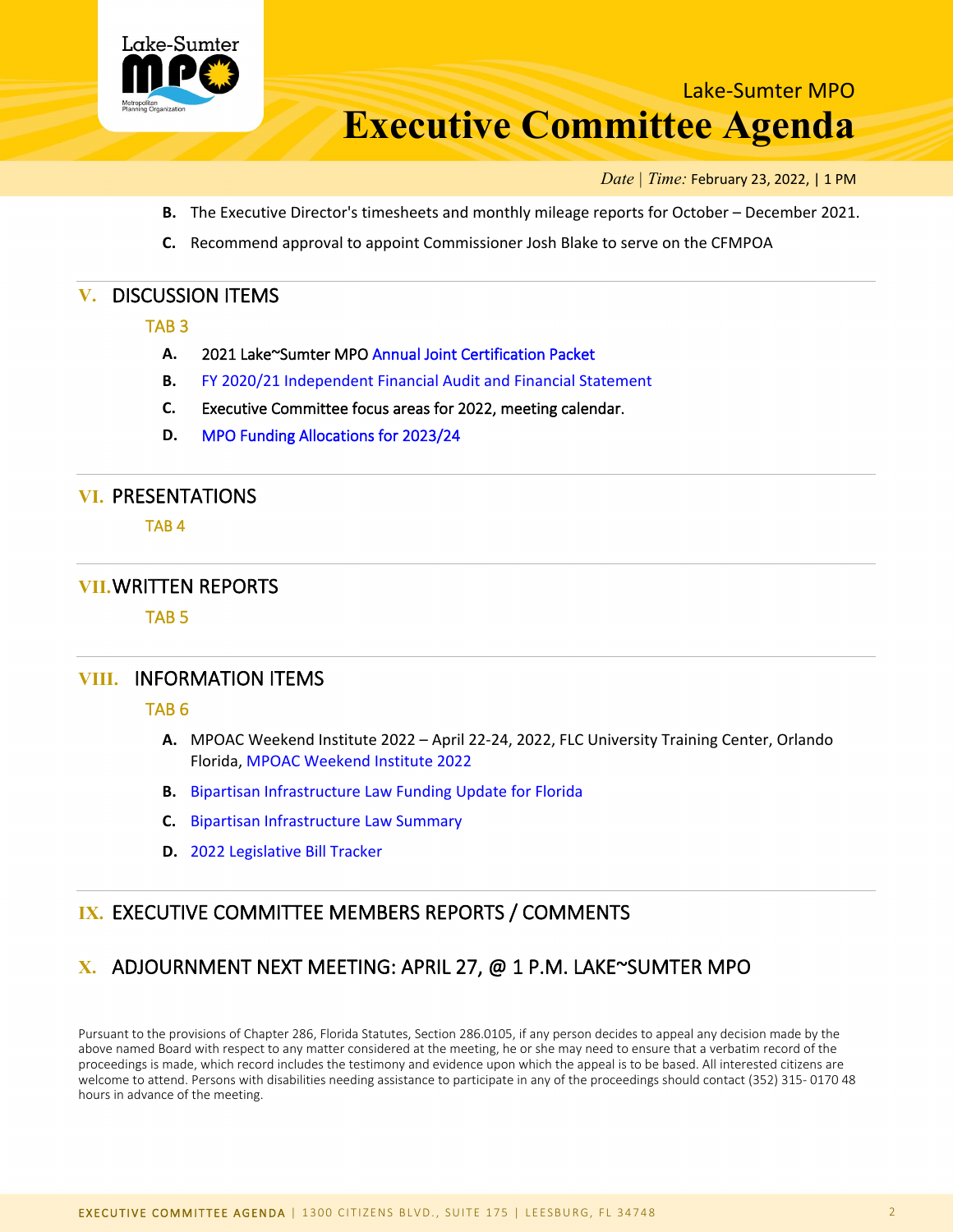*Date | Time:* February 23, 2022, | 1 PM

**B.** The Executive Director's timesheets and monthly mileage reports for October – December 2021.

**C.** Recommend approval to appoint Commissioner Josh Blake to serve on the CFMPOA

## V. DISCUSSION ITEMS

TAB 3

**A.** 2021 Lake~Sumter MPO Annual Joint Certification Packet

**B.** FY 2020/21 Independent Financial Audit and Financial Statement

**C.** Executive Committee focus areas for 2022, meeting calendar.

**D.** MPO Funding Allocations for 2023/24

## VI. PRESENTATIONS

TAB 4

## VII. WRITTEN REPORTS

TAB 5

## VIII. INFORMATION ITEMS

TAB 6

**A.** MPOAC Weekend Institute 2022 – April 22-24, 2022, FLC University Training Center, Orlando Florida, MPOAC Weekend Institute 2022

**B.** Bipartisan Infrastructure Law Funding Update for Florida

**C.** Bipartisan Infrastructure Law Summary

**D.** 2022 Legislative Bill Tracker

## IX. EXECUTIVE COMMITTEE MEMBERS REPORTS / COMMENTS

## X. ADJOURNMENT NEXT MEETING: APRIL 27, @ 1 P.M. LAKE~SUMTER MPO

Pursuant to the provisions of Chapter 286, Florida Statutes, Section 286.0105, if any person decides to appeal any decision made by the above named Board with respect to any matter considered at the meeting, he or she may need to ensure that a verbatim record of the proceedings is made, which record includes the testimony and evidence upon which the appeal is to be based. All interested citizens are welcome to attend. Persons with disabilities needing assistance to participate in any of the proceedings should contact (352) 315- 0170 48 hours in advance of the meeting.